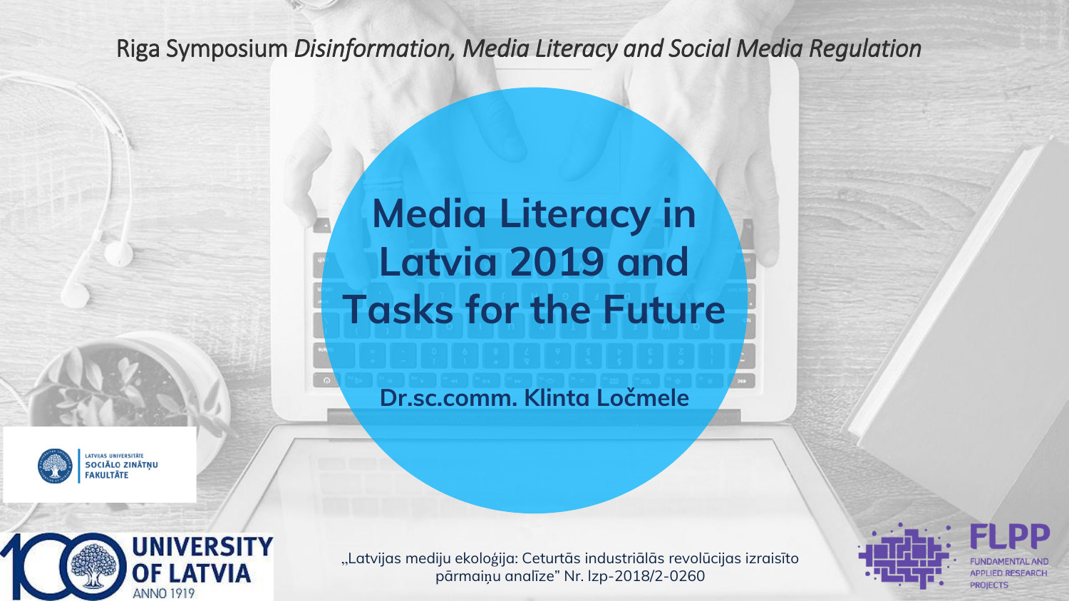Riga Symposium *Disinformation, Media Literacy and Social Media Regulation*

# Media Literacy in Latvia 2019 and Tasks for the Future

**Dr.sc.comm. Klinta Ločmele**

LATVIJAS UNIVERSITĀTE
SOCIĀLO ZINĀTŅU FAKULTĀTE

UNIVERSITY OF LATVIA
ANNO 1919

„Latvijas mediju ekoloģija: Ceturtās industriālās revolūcijas izraisīto pārmaiņu analīze" Nr. lzp-2018/2-0260

FLPP
FUNDAMENTAL AND APPLIED RESEARCH PROJECTS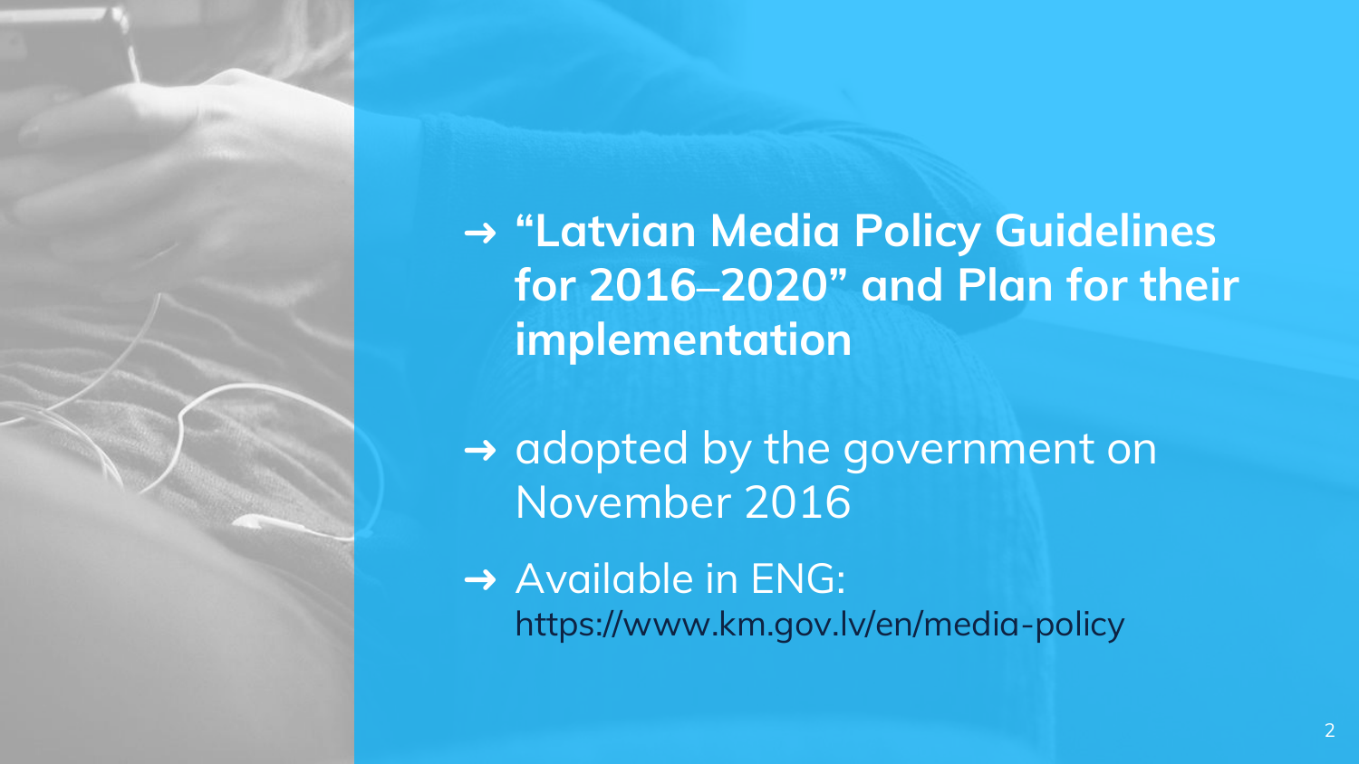- **"Latvian Media Policy Guidelines for 2016–2020" and Plan for their implementation**
- adopted by the government on November 2016
- Available in ENG:
  https://www.km.gov.lv/en/media-policy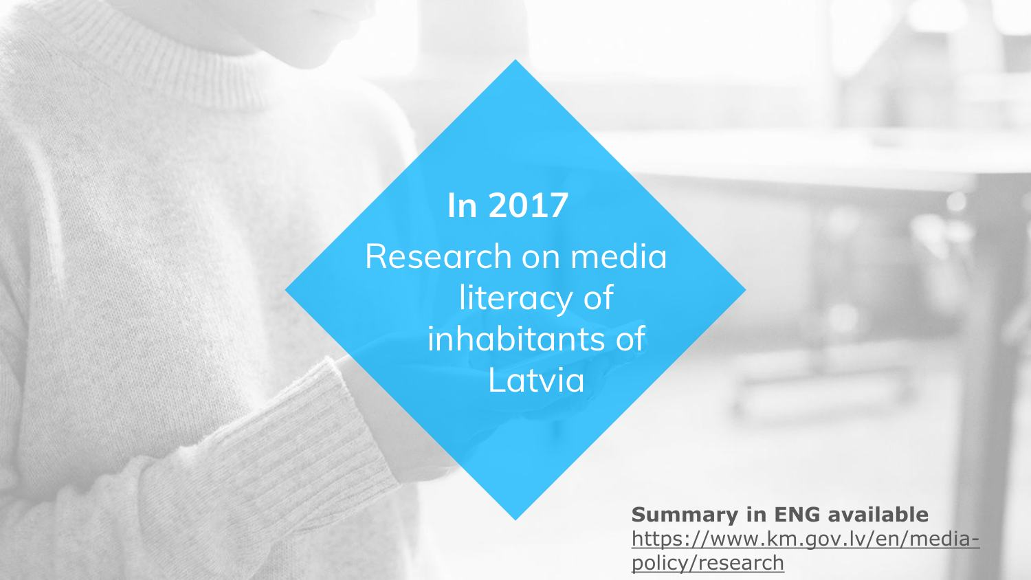**In 2017**

Research on media literacy of inhabitants of Latvia

**Summary in ENG available**
https://www.km.gov.lv/en/media-policy/research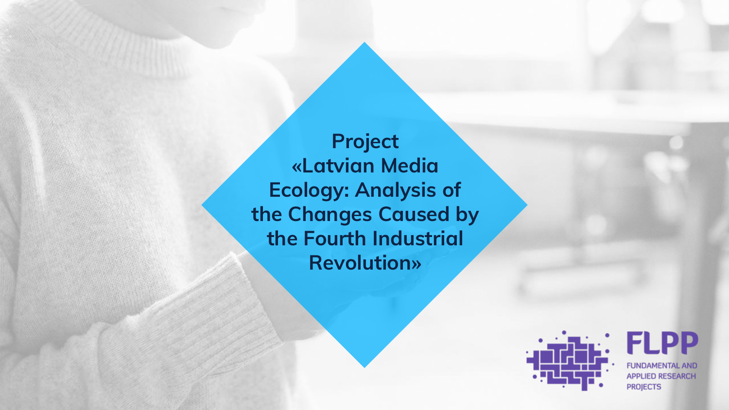# Project «Latvian Media Ecology: Analysis of the Changes Caused by the Fourth Industrial Revolution»

FLPP
FUNDAMENTAL AND APPLIED RESEARCH PROJECTS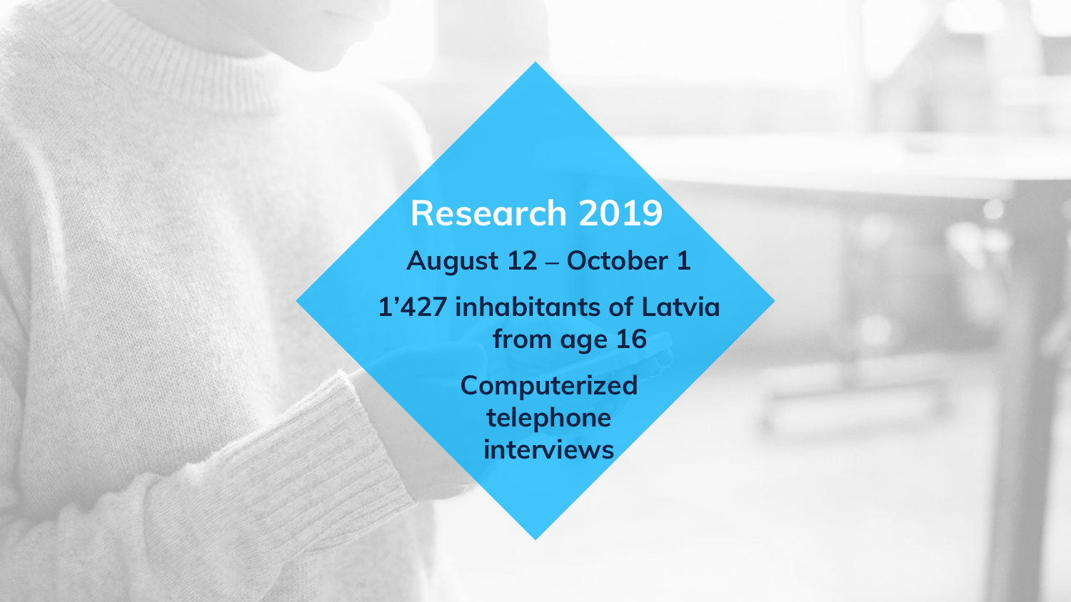# Research 2019

**August 12 – October 1**

**1'427 inhabitants of Latvia from age 16**

**Computerized telephone interviews**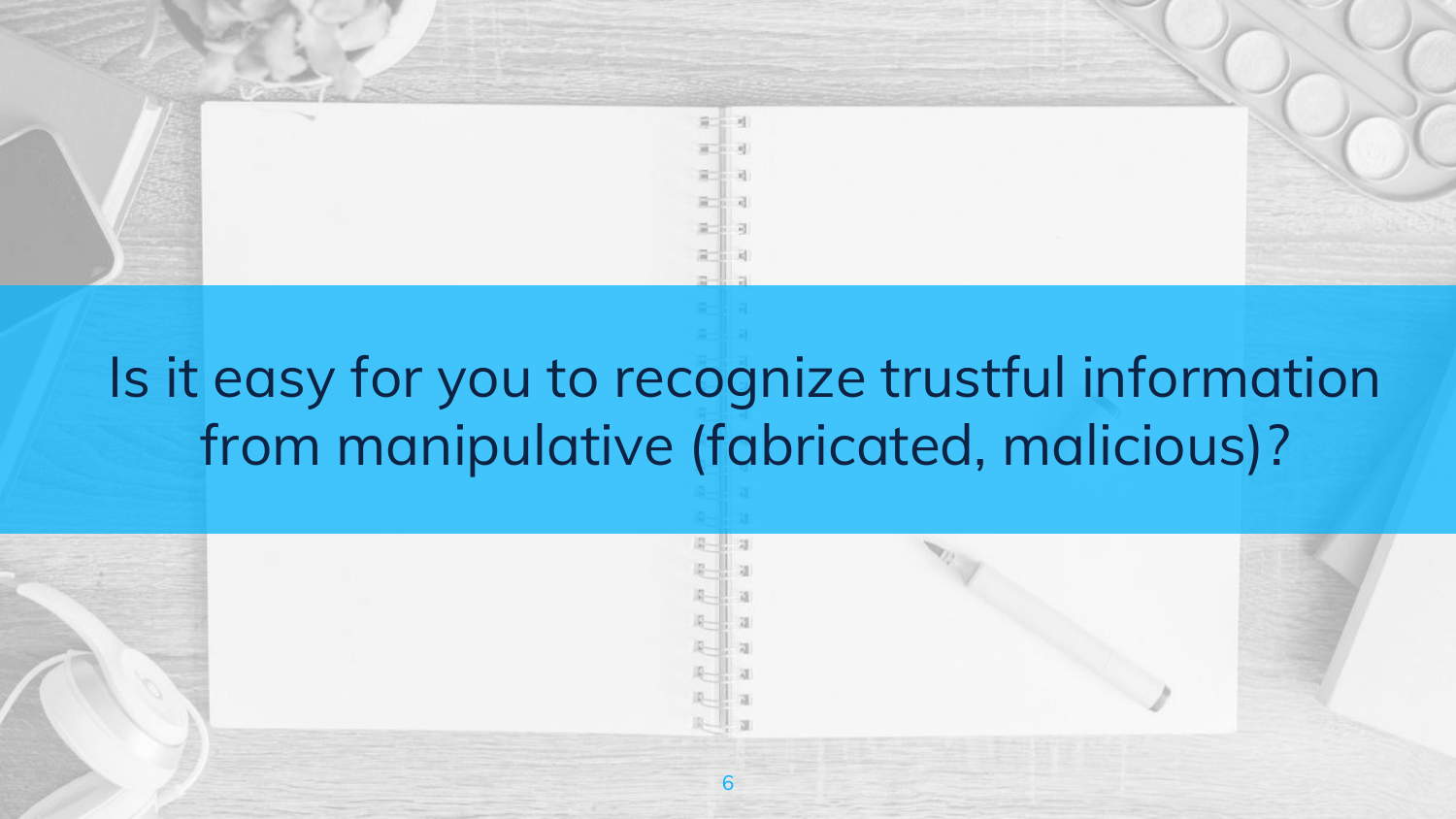# Is it easy for you to recognize trustful information from manipulative (fabricated, malicious)?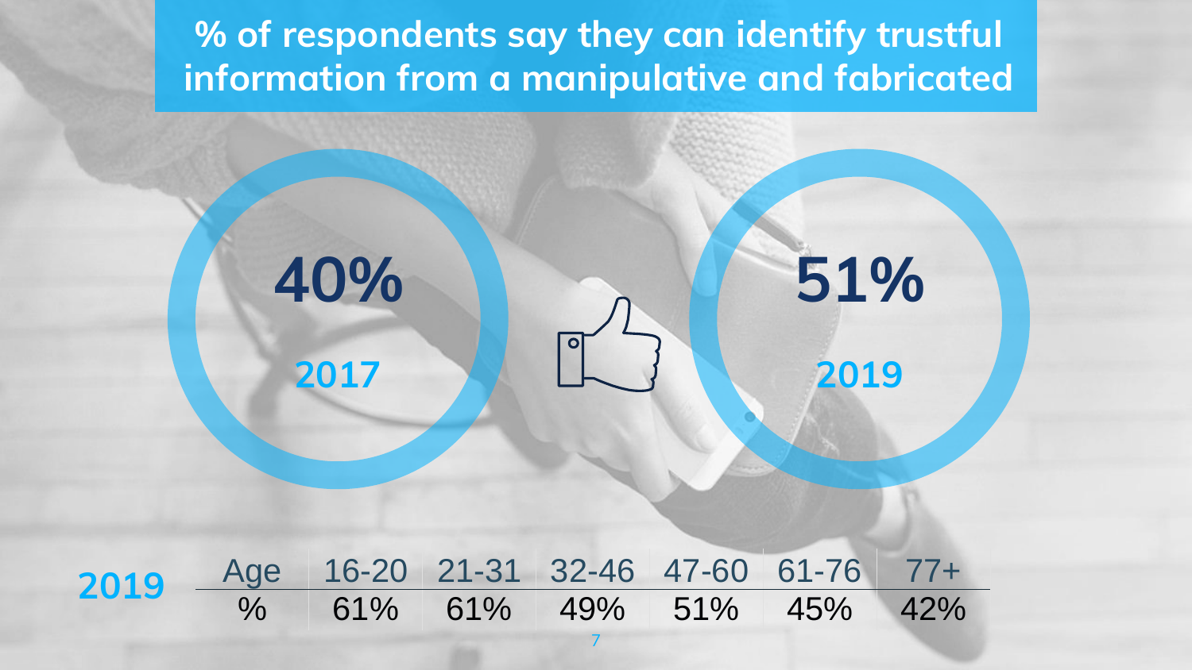# % of respondents say they can identify trustful information from a manipulative and fabricated

**40%**
**2017**

**51%**
**2019**

**2019**

| Age | 16-20 | 21-31 | 32-46 | 47-60 | 61-76 | 77+ |
|---|---|---|---|---|---|---|
| % | 61% | 61% | 49% | 51% | 45% | 42% |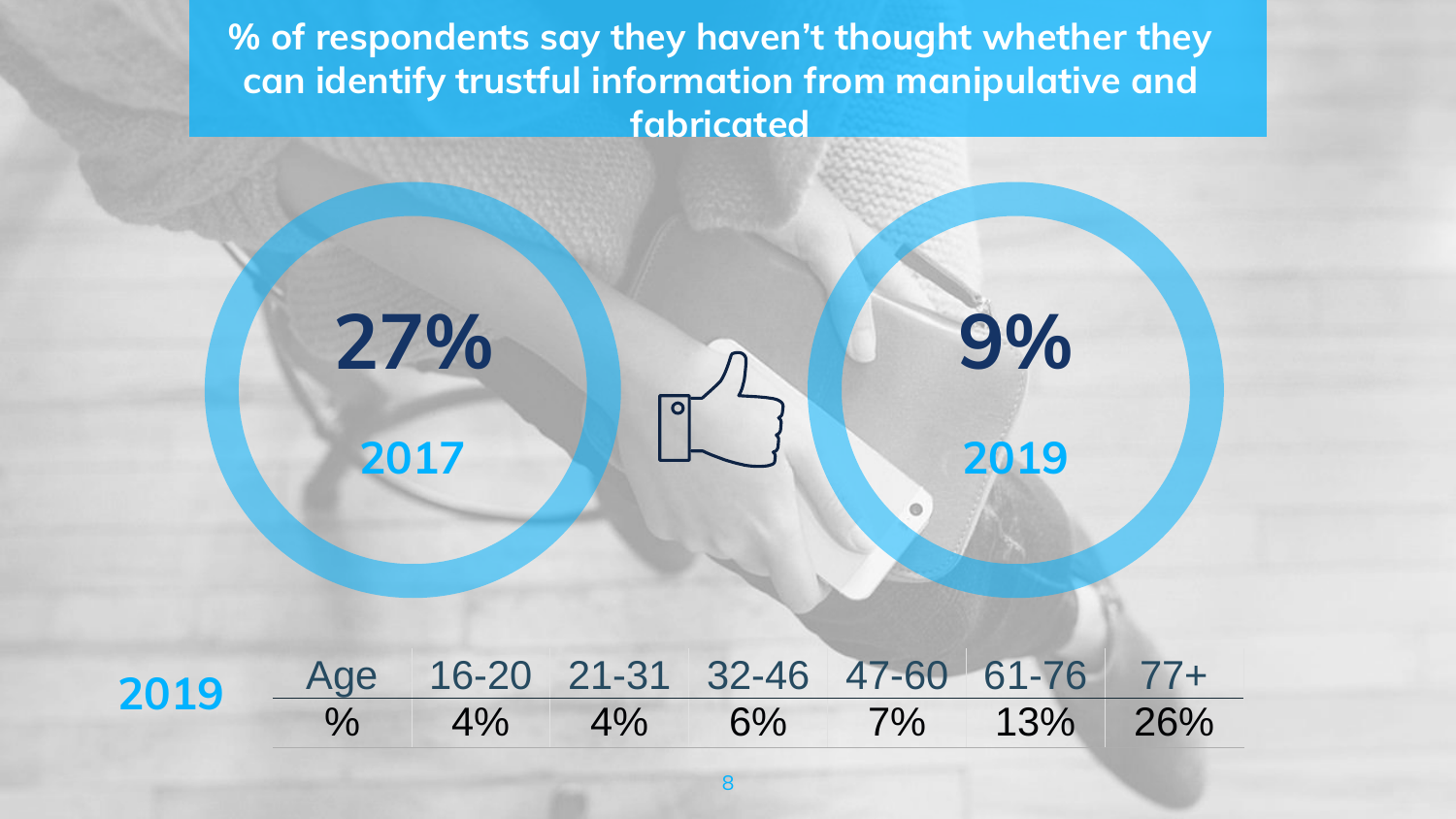## % of respondents say they haven't thought whether they can identify trustful information from manipulative and fabricated

**27%**
**2017**

**9%**
**2019**

**2019**

| Age | 16-20 | 21-31 | 32-46 | 47-60 | 61-76 | 77+ |
|---|---|---|---|---|---|---|
| % | 4% | 4% | 6% | 7% | 13% | 26% |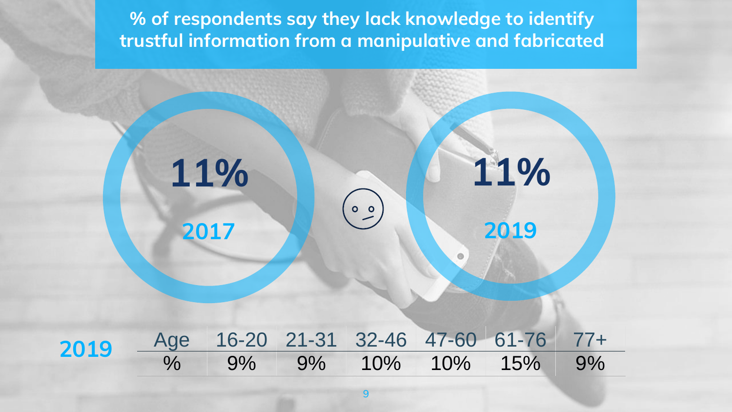# % of respondents say they lack knowledge to identify trustful information from a manipulative and fabricated

**11%** 2017

**11%** 2019

**2019**

| Age | 16-20 | 21-31 | 32-46 | 47-60 | 61-76 | 77+ |
|---|---|---|---|---|---|---|
| % | 9% | 9% | 10% | 10% | 15% | 9% |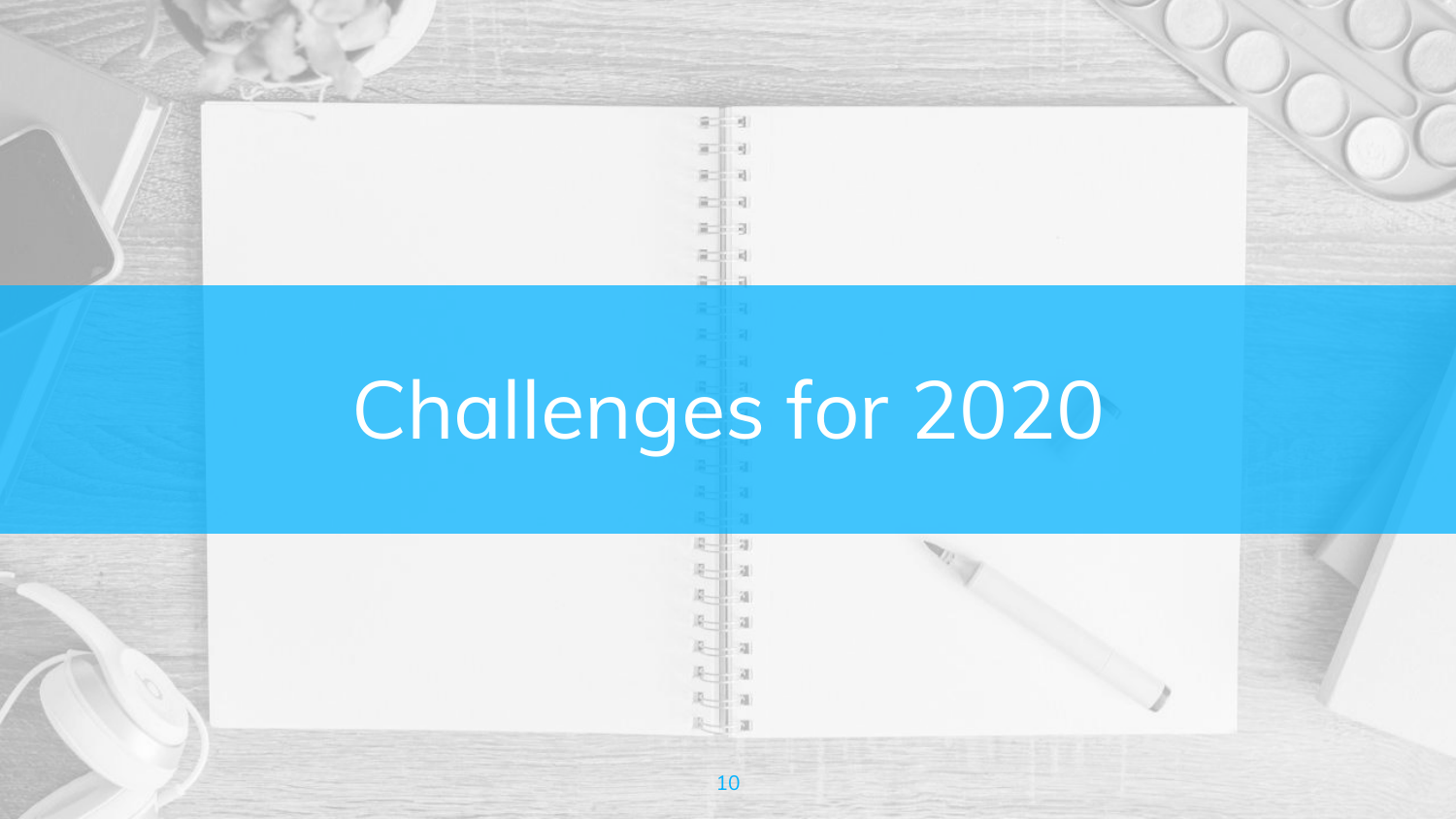# Challenges for 2020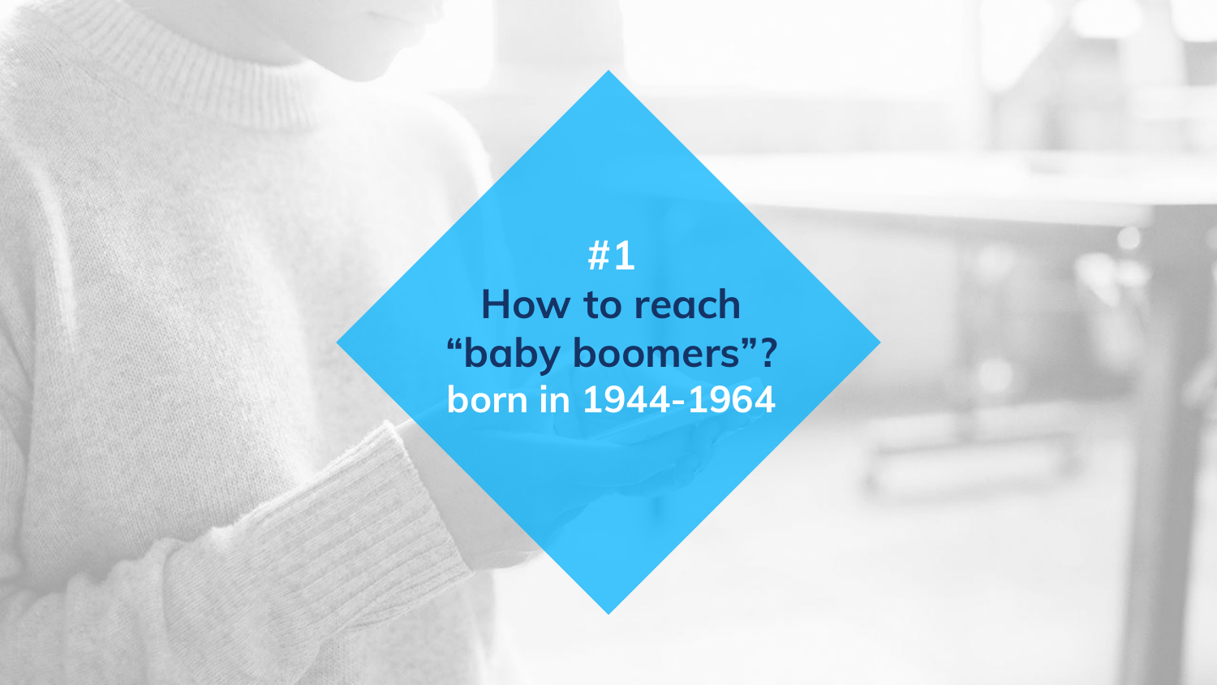## #1
## How to reach “baby boomers”?
## born in 1944-1964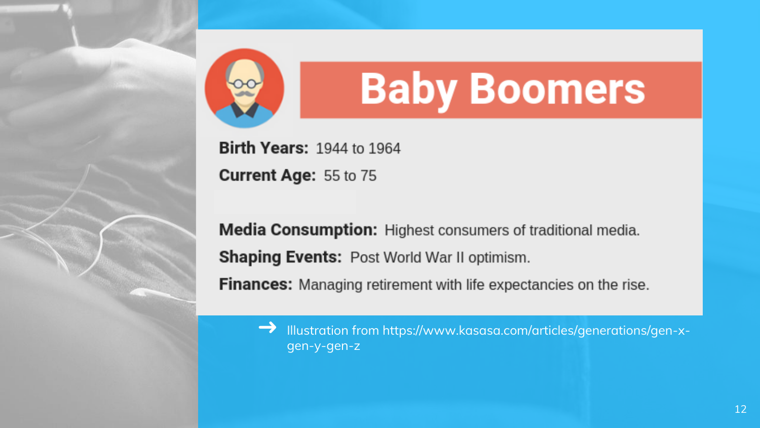# Baby Boomers

**Birth Years:** 1944 to 1964

**Current Age:** 55 to 75

**Media Consumption:** Highest consumers of traditional media.

**Shaping Events:** Post World War II optimism.

**Finances:** Managing retirement with life expectancies on the rise.

→ Illustration from https://www.kasasa.com/articles/generations/gen-x-gen-y-gen-z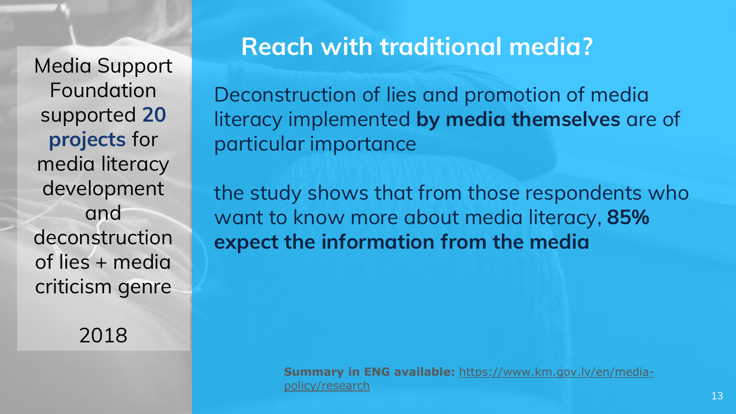Media Support Foundation supported **20 projects** for media literacy development and deconstruction of lies + media criticism genre

2018

# Reach with traditional media?

Deconstruction of lies and promotion of media literacy implemented **by media themselves** are of particular importance

the study shows that from those respondents who want to know more about media literacy, **85% expect the information from the media**

**Summary in ENG available:** https://www.km.gov.lv/en/media-policy/research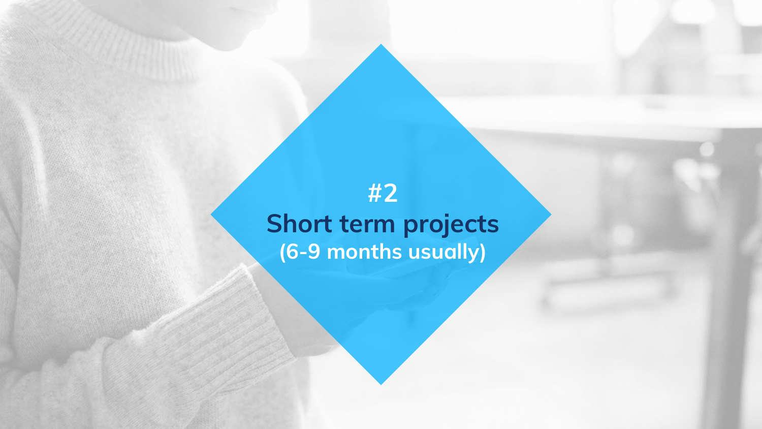# #2
# Short term projects
**(6-9 months usually)**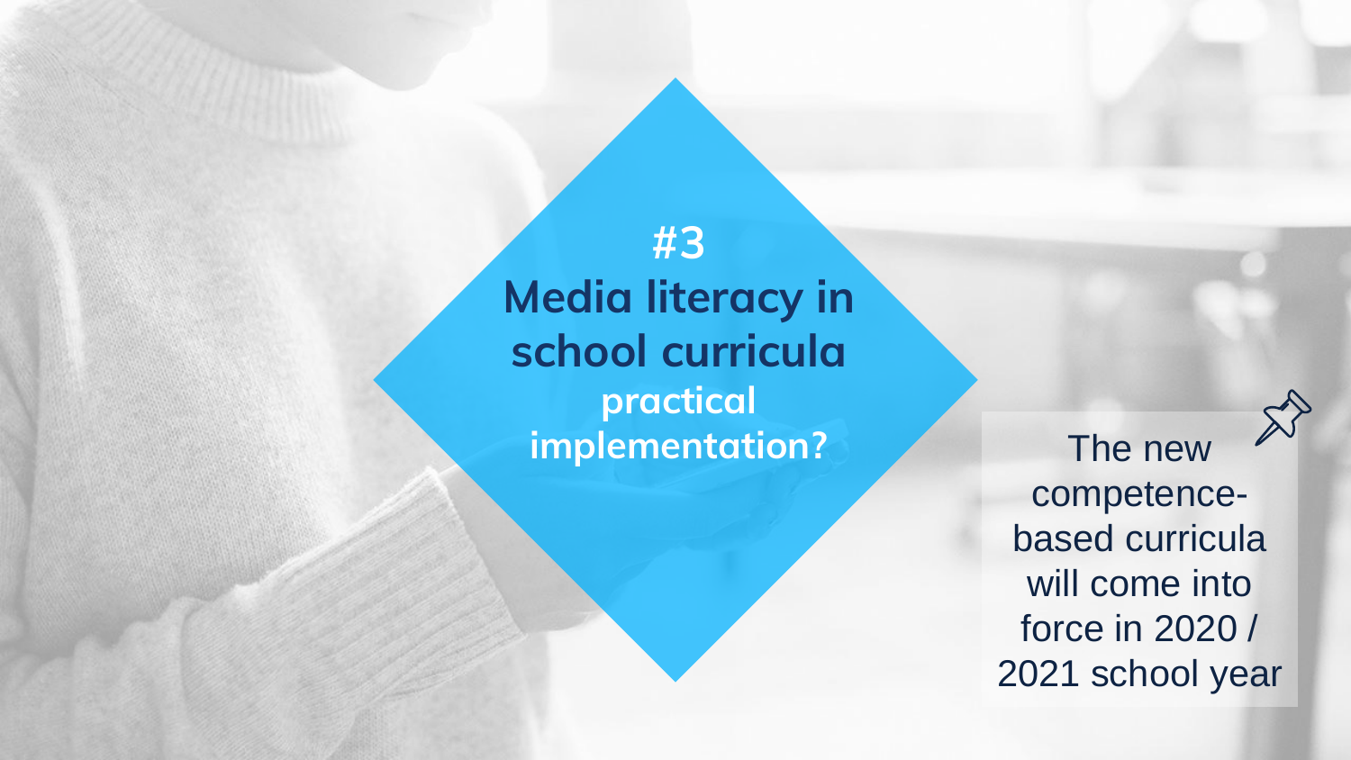## #3
## Media literacy in school curricula

**practical implementation?**

The new competence-based curricula will come into force in 2020 / 2021 school year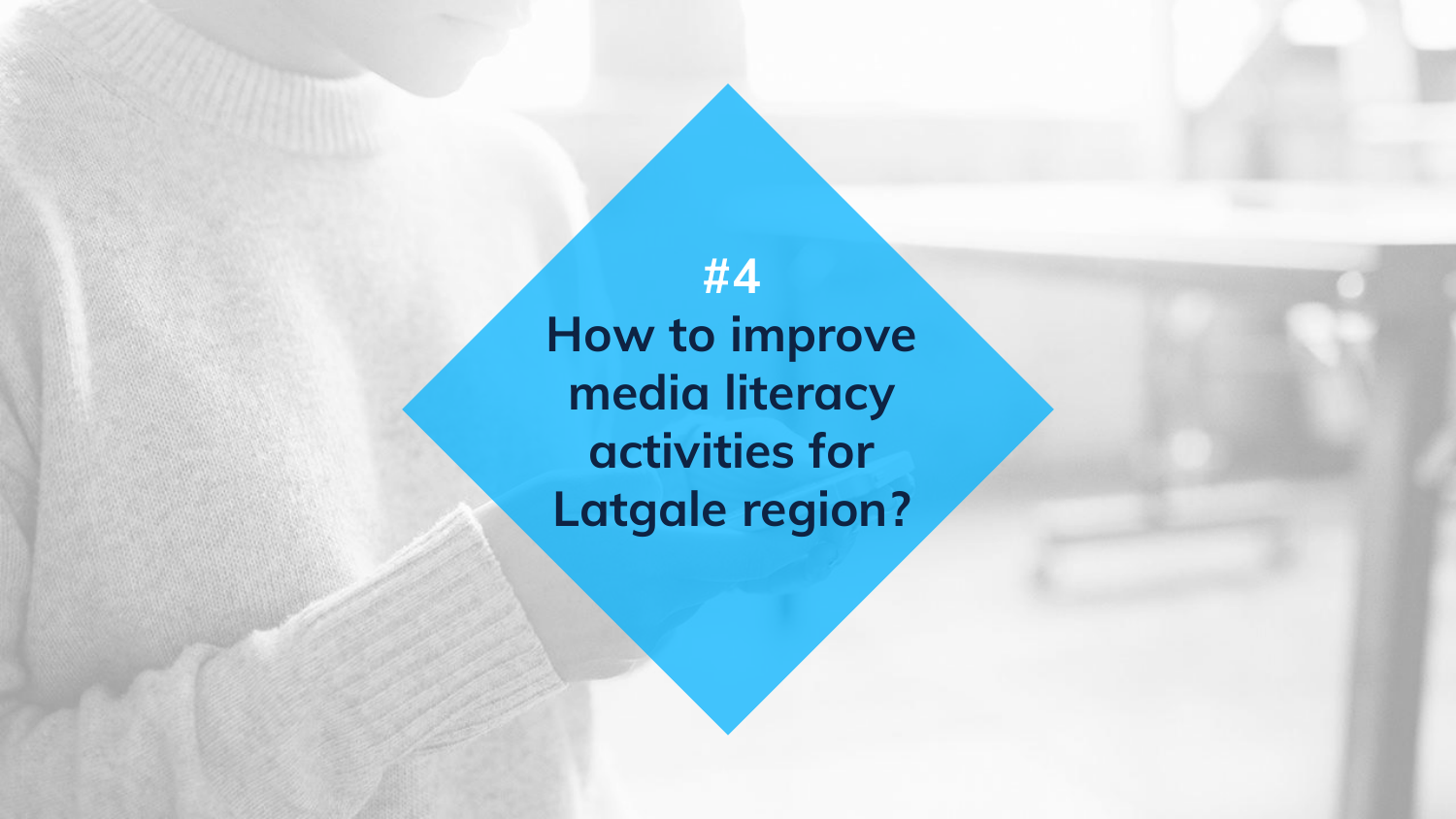# #4
# How to improve media literacy activities for Latgale region?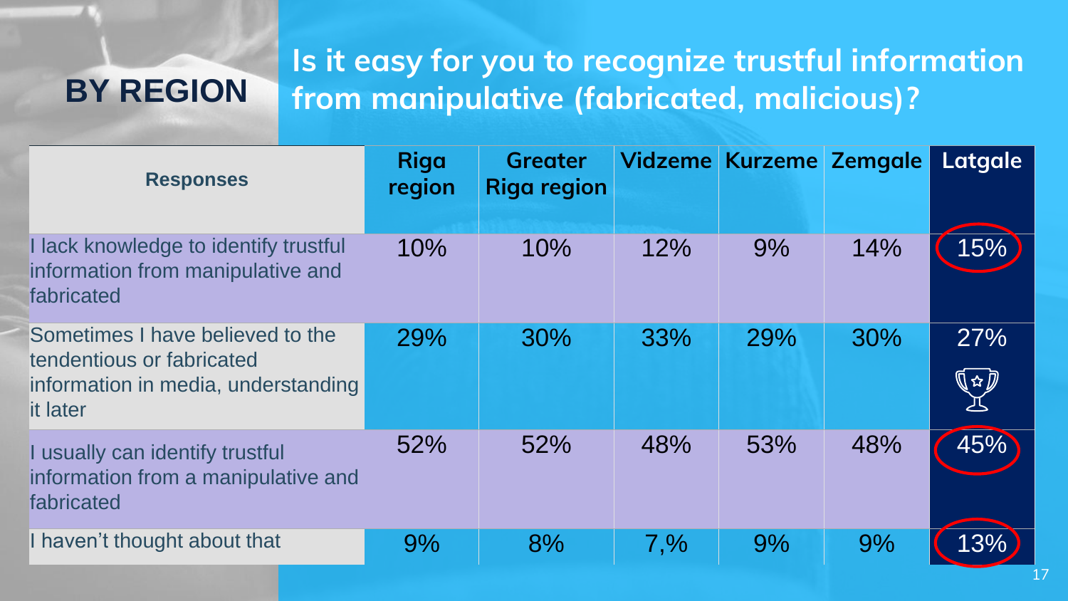## BY REGION

## Is it easy for you to recognize trustful information from manipulative (fabricated, malicious)?

| Responses | Riga region | Greater Riga region | Vidzeme | Kurzeme | Zemgale | Latgale |
|---|---|---|---|---|---|---|
| I lack knowledge to identify trustful information from manipulative and fabricated | 10% | 10% | 12% | 9% | 14% | 15% |
| Sometimes I have believed to the tendentious or fabricated information in media, understanding it later | 29% | 30% | 33% | 29% | 30% | 27% |
| I usually can identify trustful information from a manipulative and fabricated | 52% | 52% | 48% | 53% | 48% | 45% |
| I haven't thought about that | 9% | 8% | 7,% | 9% | 9% | 13% |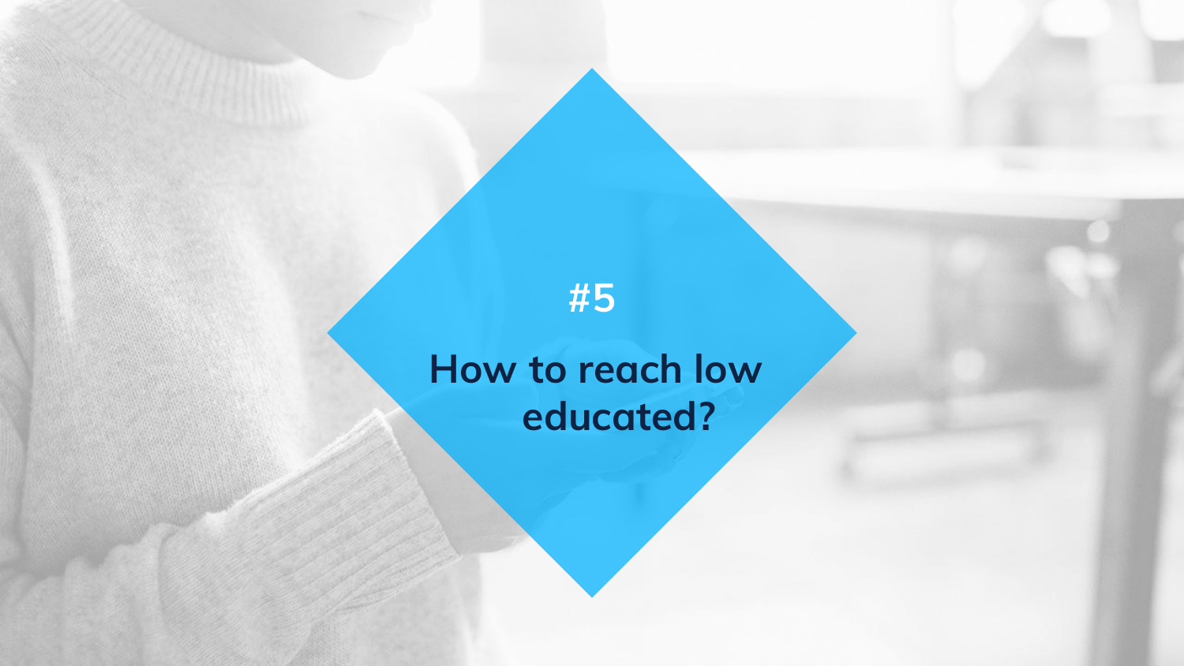#5

# How to reach low educated?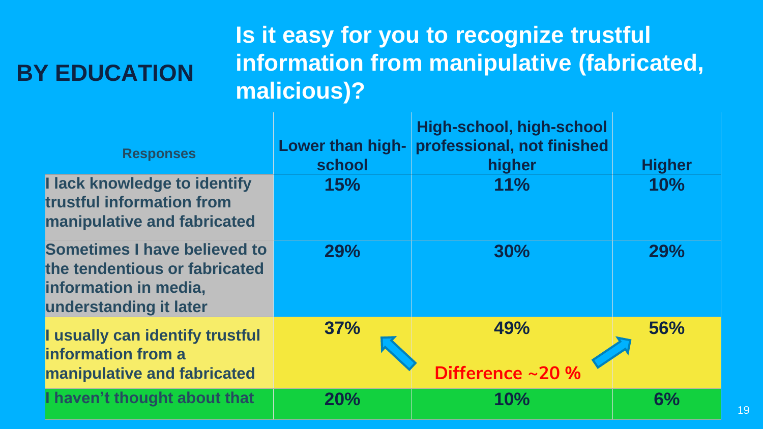## BY EDUCATION

## Is it easy for you to recognize trustful information from manipulative (fabricated, malicious)?

| Responses | Lower than high-school | High-school, high-school professional, not finished higher | Higher |
|---|---|---|---|
| I lack knowledge to identify trustful information from manipulative and fabricated | 15% | 11% | 10% |
| Sometimes I have believed to the tendentious or fabricated information in media, understanding it later | 29% | 30% | 29% |
| I usually can identify trustful information from a manipulative and fabricated | 37% | 49% | 56% |
| I haven't thought about that | 20% | 10% | 6% |

Difference ~20 %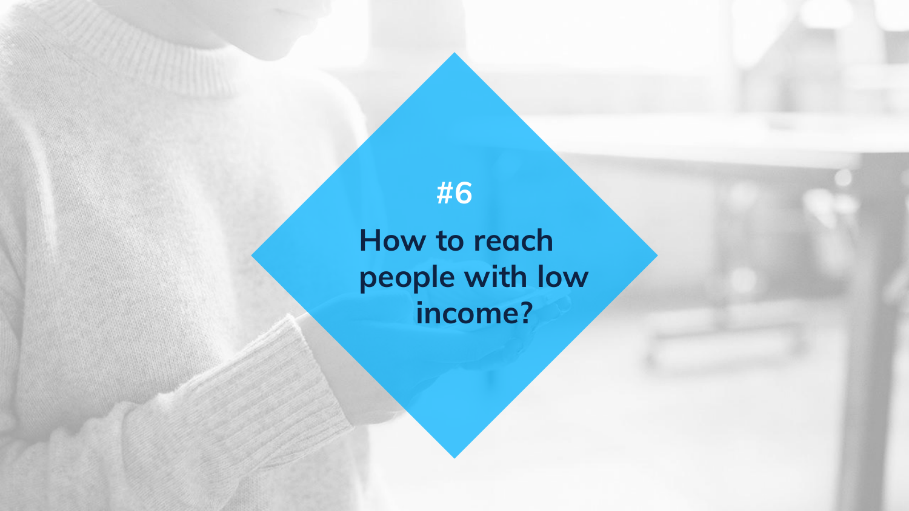#6

# How to reach people with low income?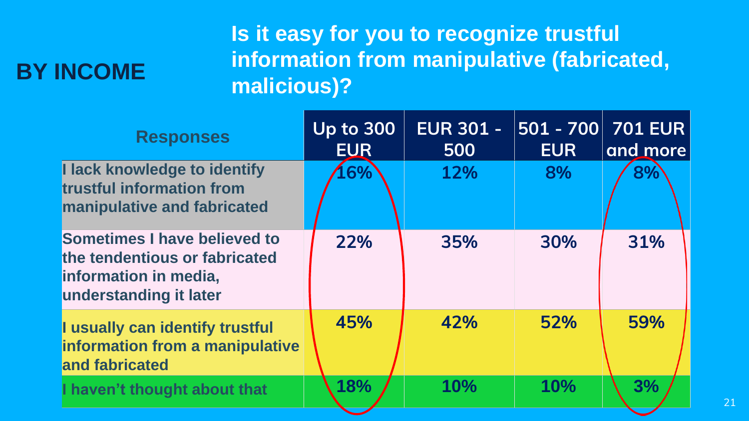## BY INCOME

## Is it easy for you to recognize trustful information from manipulative (fabricated, malicious)?

| Responses | Up to 300 EUR | EUR 301 - 500 | 501 - 700 EUR | 701 EUR and more |
|---|---|---|---|---|
| I lack knowledge to identify trustful information from manipulative and fabricated | 16% | 12% | 8% | 8% |
| Sometimes I have believed to the tendentious or fabricated information in media, understanding it later | 22% | 35% | 30% | 31% |
| I usually can identify trustful information from a manipulative and fabricated | 45% | 42% | 52% | 59% |
| I haven't thought about that | 18% | 10% | 10% | 3% |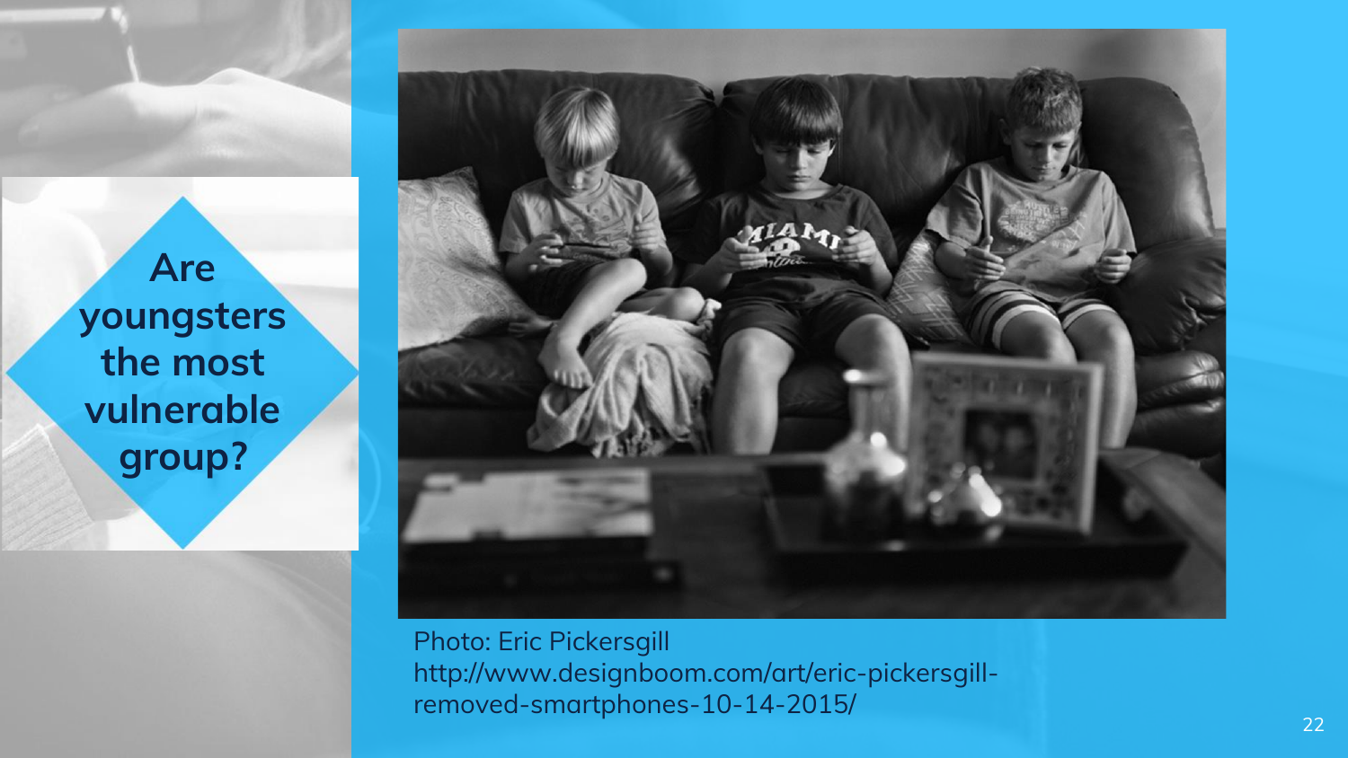# Are youngsters the most vulnerable group?

Photo: Eric Pickersgill
http://www.designboom.com/art/eric-pickersgill-removed-smartphones-10-14-2015/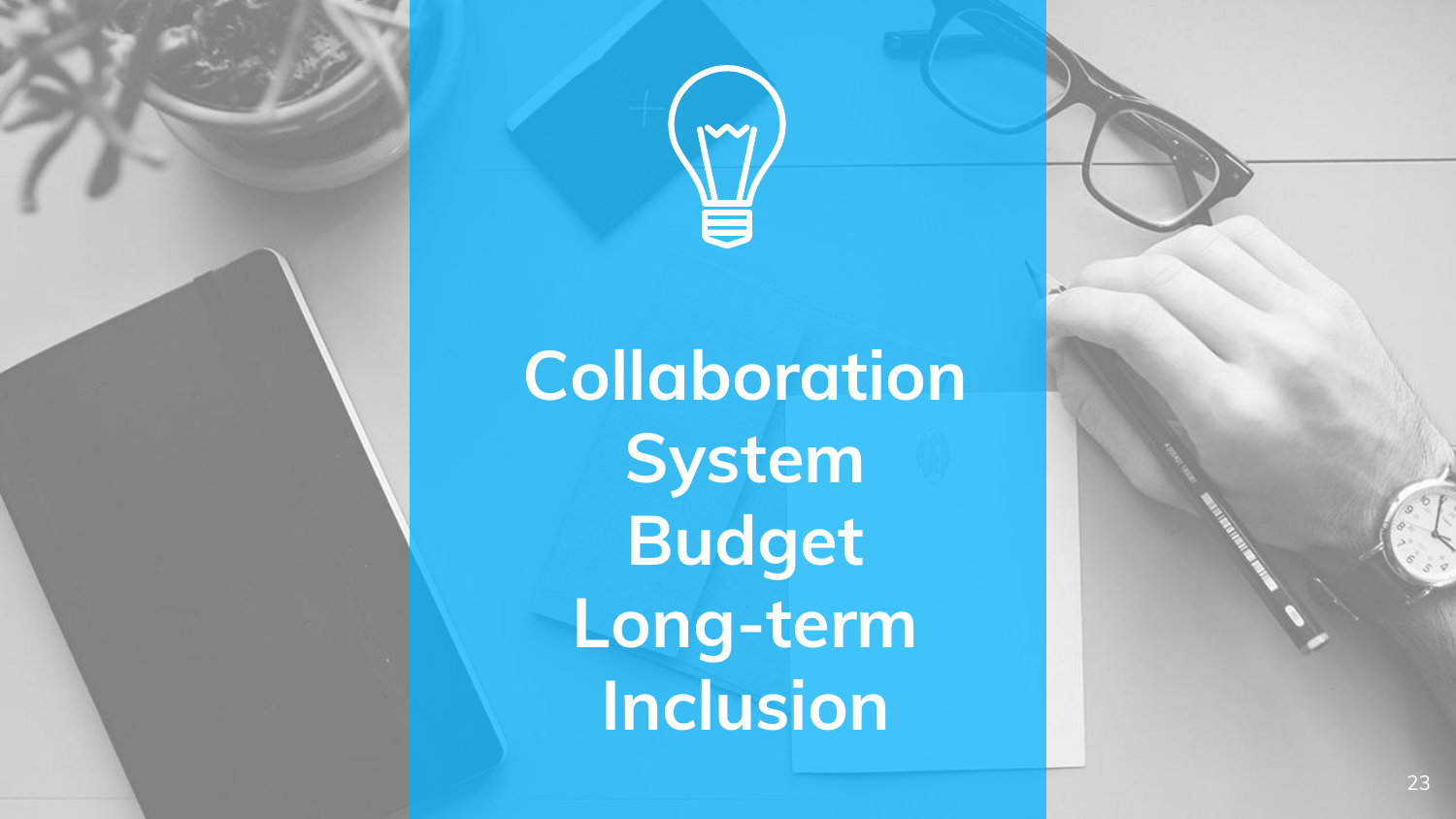**Collaboration**

**System**

**Budget**

**Long-term**

**Inclusion**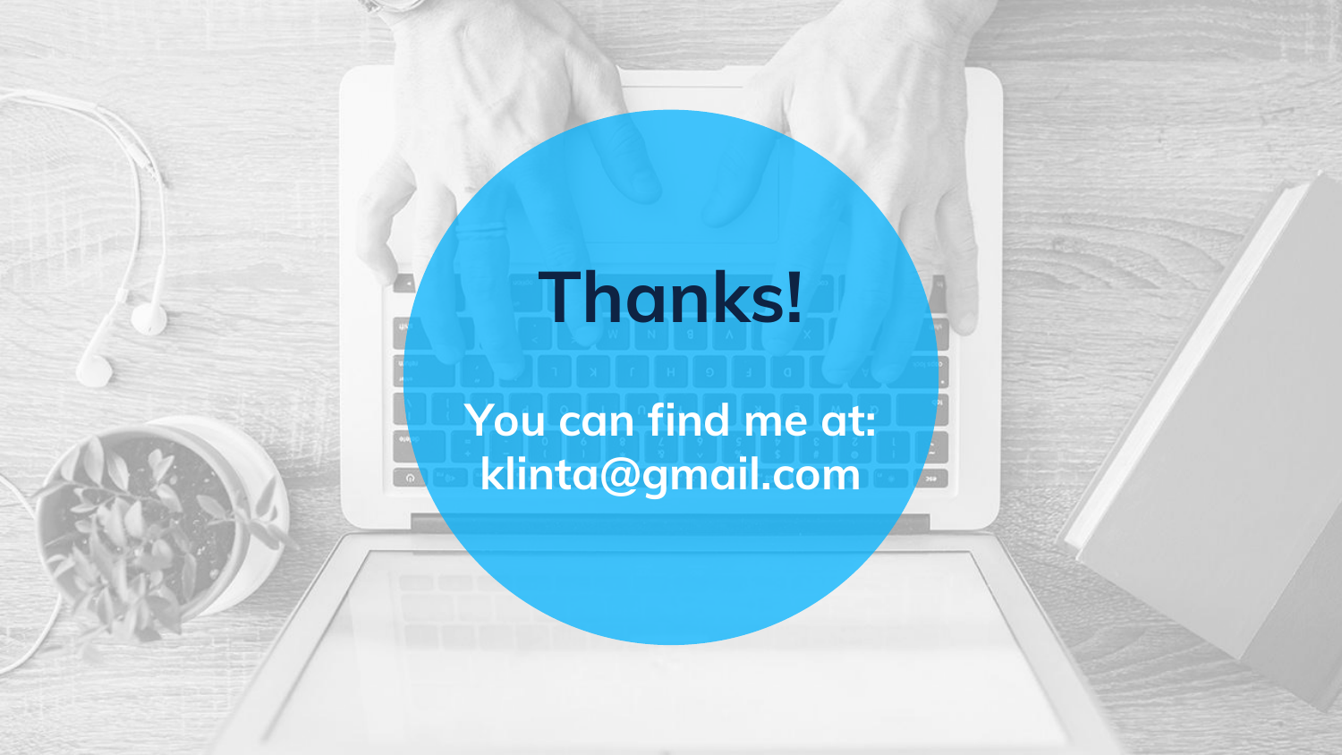# Thanks!

You can find me at:
klinta@gmail.com